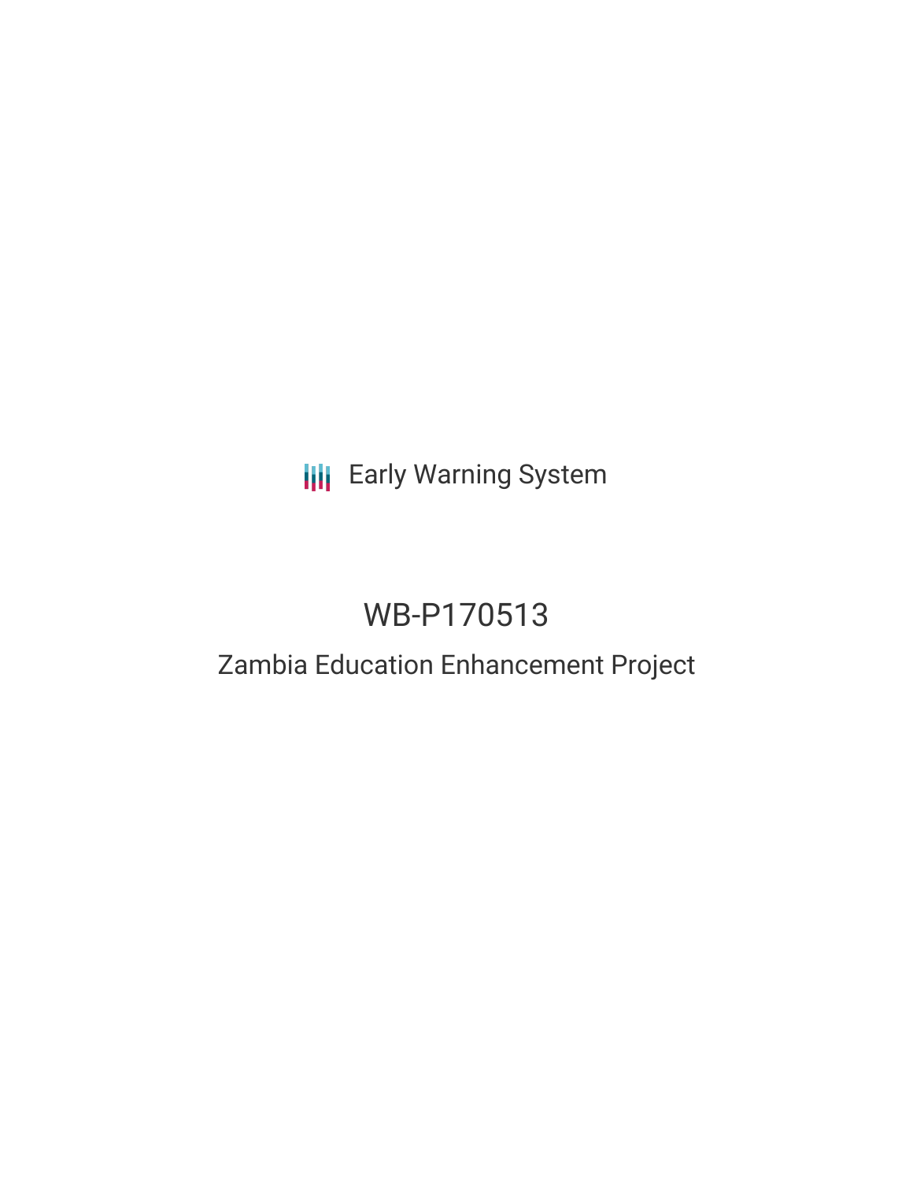Early Warning System

# WB-P170513

## Zambia Education Enhancement Project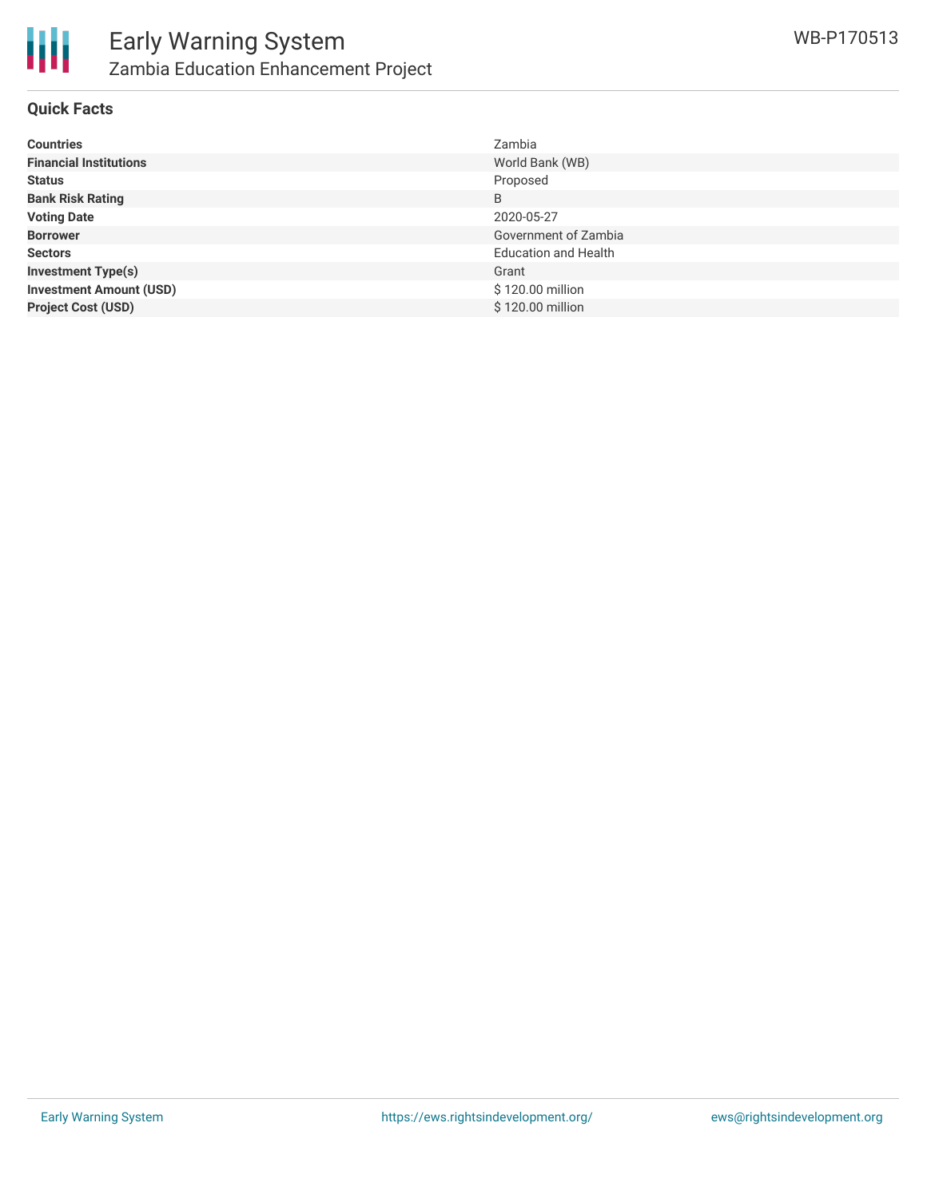## Quick Facts

| | |
|---|---|
| **Countries** | Zambia |
| **Financial Institutions** | World Bank (WB) |
| **Status** | Proposed |
| **Bank Risk Rating** | B |
| **Voting Date** | 2020-05-27 |
| **Borrower** | Government of Zambia |
| **Sectors** | Education and Health |
| **Investment Type(s)** | Grant |
| **Investment Amount (USD)** | $ 120.00 million |
| **Project Cost (USD)** | $ 120.00 million |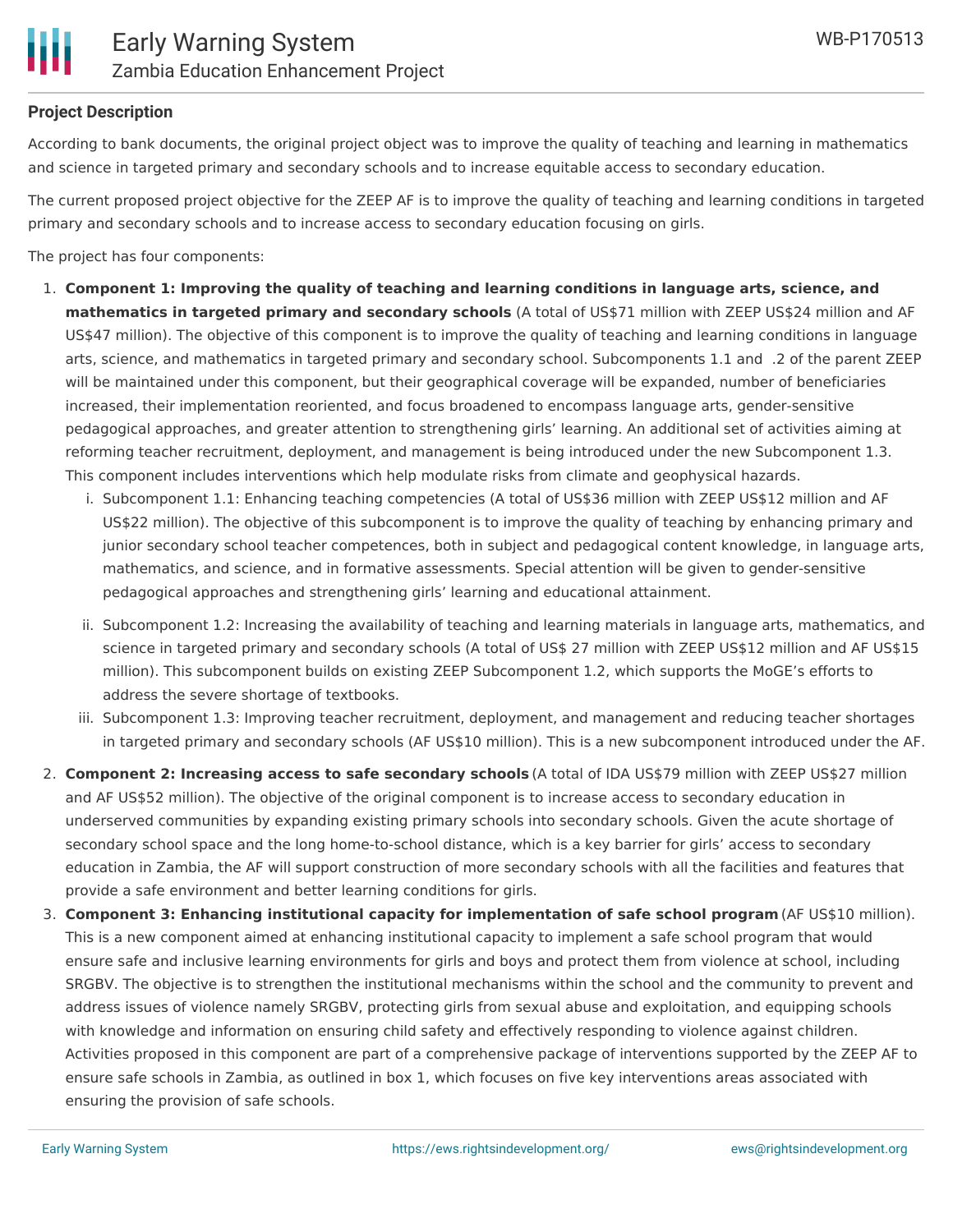**Project Description**

According to bank documents, the original project object was to improve the quality of teaching and learning in mathematics and science in targeted primary and secondary schools and to increase equitable access to secondary education.

The current proposed project objective for the ZEEP AF is to improve the quality of teaching and learning conditions in targeted primary and secondary schools and to increase access to secondary education focusing on girls.

The project has four components:

1. **Component 1: Improving the quality of teaching and learning conditions in language arts, science, and mathematics in targeted primary and secondary schools** (A total of US$71 million with ZEEP US$24 million and AF US$47 million). The objective of this component is to improve the quality of teaching and learning conditions in language arts, science, and mathematics in targeted primary and secondary school. Subcomponents 1.1 and .2 of the parent ZEEP will be maintained under this component, but their geographical coverage will be expanded, number of beneficiaries increased, their implementation reoriented, and focus broadened to encompass language arts, gender-sensitive pedagogical approaches, and greater attention to strengthening girls' learning. An additional set of activities aiming at reforming teacher recruitment, deployment, and management is being introduced under the new Subcomponent 1.3. This component includes interventions which help modulate risks from climate and geophysical hazards.
   1. Subcomponent 1.1: Enhancing teaching competencies (A total of US$36 million with ZEEP US$12 million and AF US$22 million). The objective of this subcomponent is to improve the quality of teaching by enhancing primary and junior secondary school teacher competences, both in subject and pedagogical content knowledge, in language arts, mathematics, and science, and in formative assessments. Special attention will be given to gender-sensitive pedagogical approaches and strengthening girls' learning and educational attainment.
   2. Subcomponent 1.2: Increasing the availability of teaching and learning materials in language arts, mathematics, and science in targeted primary and secondary schools (A total of US$ 27 million with ZEEP US$12 million and AF US$15 million). This subcomponent builds on existing ZEEP Subcomponent 1.2, which supports the MoGE's efforts to address the severe shortage of textbooks.
   3. Subcomponent 1.3: Improving teacher recruitment, deployment, and management and reducing teacher shortages in targeted primary and secondary schools (AF US$10 million). This is a new subcomponent introduced under the AF.
2. **Component 2: Increasing access to safe secondary schools** (A total of IDA US$79 million with ZEEP US$27 million and AF US$52 million). The objective of the original component is to increase access to secondary education in underserved communities by expanding existing primary schools into secondary schools. Given the acute shortage of secondary school space and the long home-to-school distance, which is a key barrier for girls' access to secondary education in Zambia, the AF will support construction of more secondary schools with all the facilities and features that provide a safe environment and better learning conditions for girls.
3. **Component 3: Enhancing institutional capacity for implementation of safe school program** (AF US$10 million). This is a new component aimed at enhancing institutional capacity to implement a safe school program that would ensure safe and inclusive learning environments for girls and boys and protect them from violence at school, including SRGBV. The objective is to strengthen the institutional mechanisms within the school and the community to prevent and address issues of violence namely SRGBV, protecting girls from sexual abuse and exploitation, and equipping schools with knowledge and information on ensuring child safety and effectively responding to violence against children. Activities proposed in this component are part of a comprehensive package of interventions supported by the ZEEP AF to ensure safe schools in Zambia, as outlined in box 1, which focuses on five key interventions areas associated with ensuring the provision of safe schools.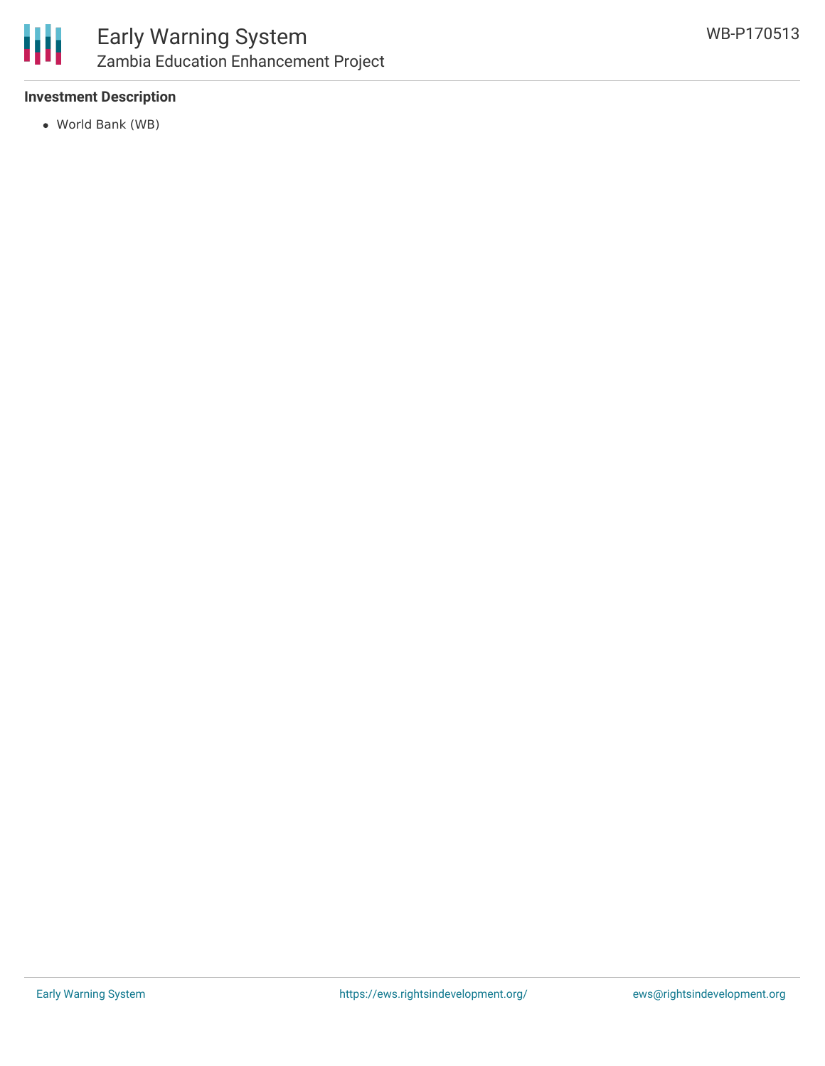**Investment Description**

- World Bank (WB)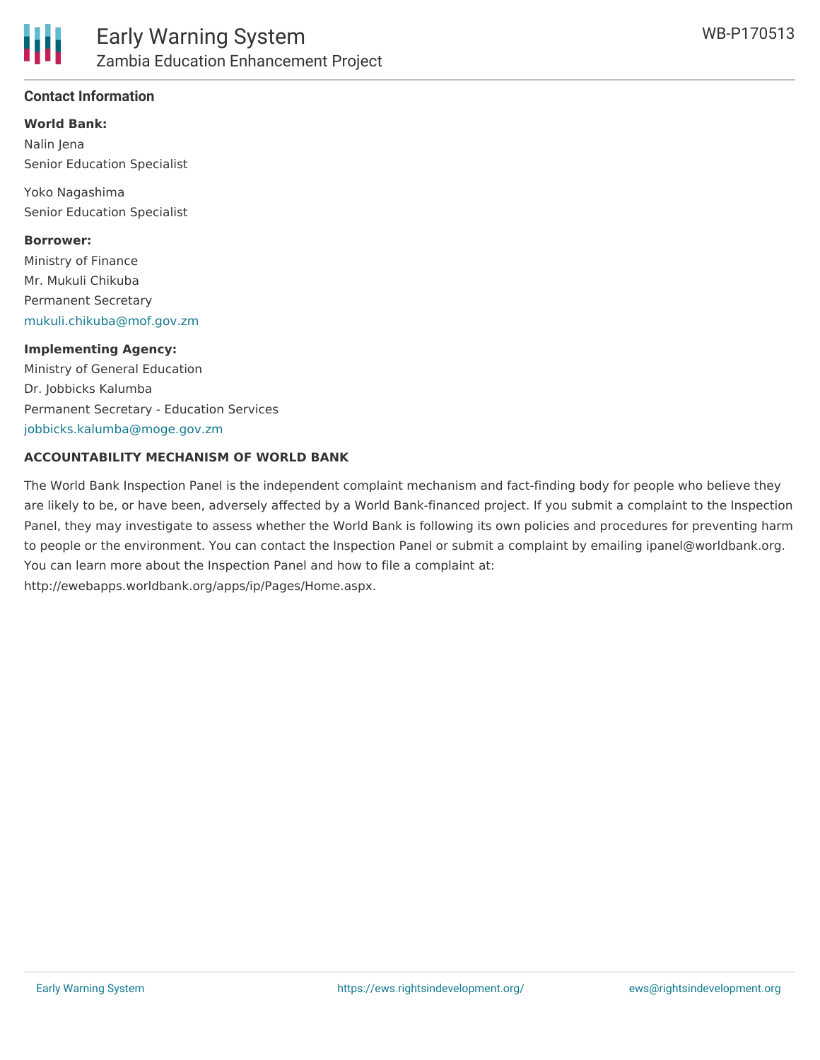## Contact Information

**World Bank:**

Nalin Jena
Senior Education Specialist

Yoko Nagashima
Senior Education Specialist

**Borrower:**

Ministry of Finance
Mr. Mukuli Chikuba
Permanent Secretary
mukuli.chikuba@mof.gov.zm

**Implementing Agency:**

Ministry of General Education
Dr. Jobbicks Kalumba
Permanent Secretary - Education Services
jobbicks.kalumba@moge.gov.zm

**ACCOUNTABILITY MECHANISM OF WORLD BANK**

The World Bank Inspection Panel is the independent complaint mechanism and fact-finding body for people who believe they are likely to be, or have been, adversely affected by a World Bank-financed project. If you submit a complaint to the Inspection Panel, they may investigate to assess whether the World Bank is following its own policies and procedures for preventing harm to people or the environment. You can contact the Inspection Panel or submit a complaint by emailing ipanel@worldbank.org. You can learn more about the Inspection Panel and how to file a complaint at: http://ewebapps.worldbank.org/apps/ip/Pages/Home.aspx.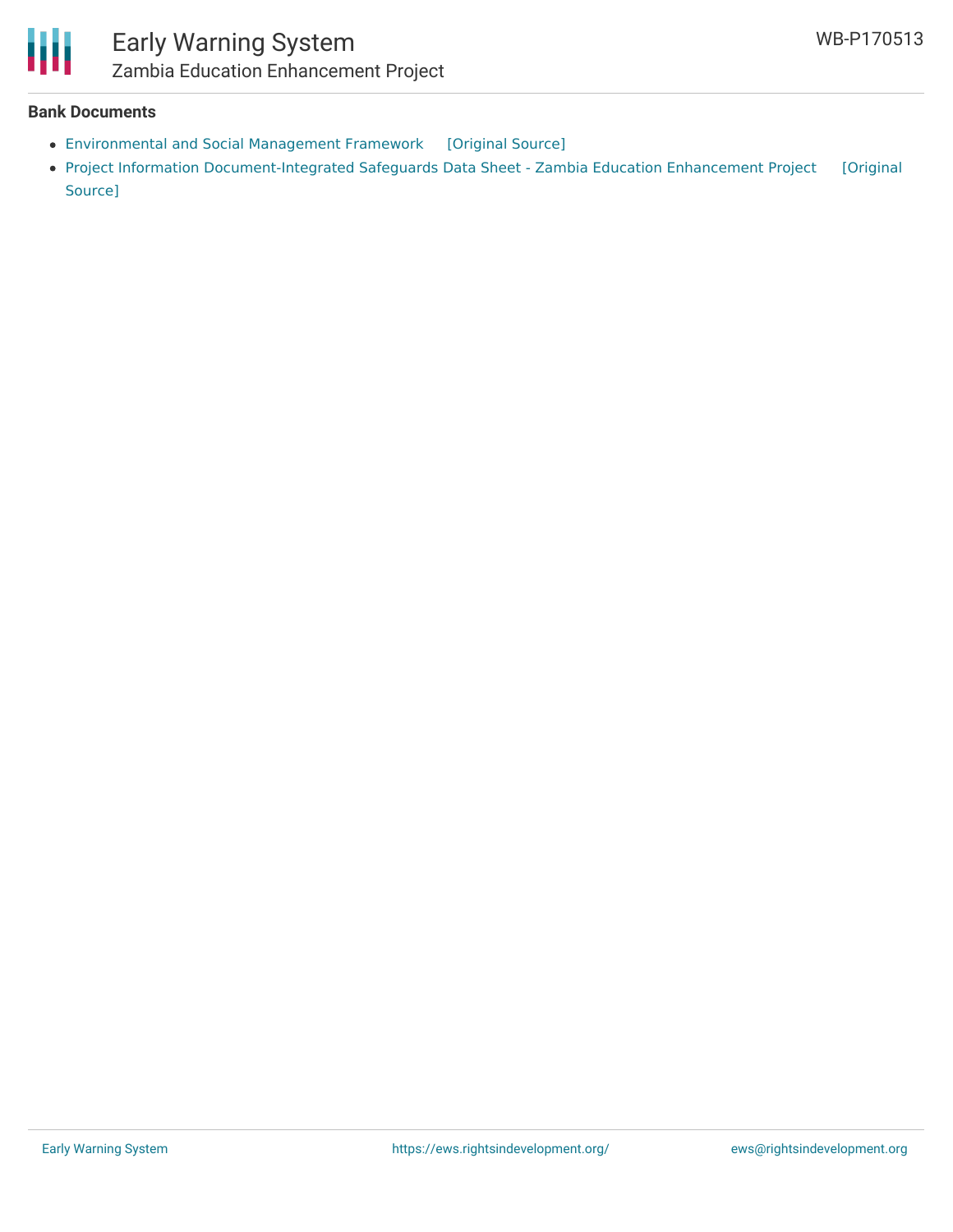**Bank Documents**

- Environmental and Social Management Framework [Original Source]
- Project Information Document-Integrated Safeguards Data Sheet - Zambia Education Enhancement Project [Original Source]